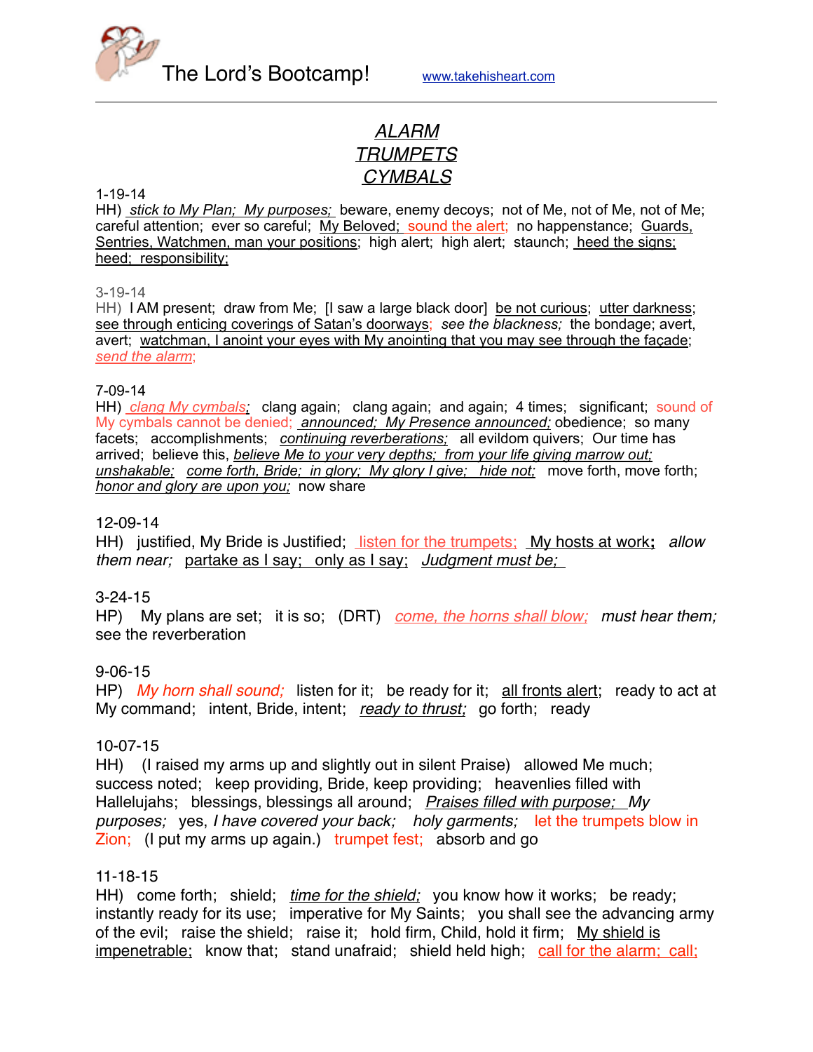The Lord's Bootcamp! www.takehisheart.com

# *ALARM*
# *TRUMPETS*
# *CYMBALS*

1-19-14
HH) *stick to My Plan; My purposes;* beware, enemy decoys; not of Me, not of Me, not of Me; careful attention; ever so careful; My Beloved; sound the alert; no happenstance; Guards, Sentries, Watchmen, man your positions; high alert; high alert; staunch; heed the signs; heed; responsibility;

3-19-14
HH) I AM present; draw from Me; [I saw a large black door] be not curious; utter darkness; see through enticing coverings of Satan's doorways; *see the blackness;* the bondage; avert, avert; watchman, I anoint your eyes with My anointing that you may see through the façade; *send the alarm;*

7-09-14
HH) *clang My cymbals;* clang again; clang again; and again; 4 times; significant; sound of My cymbals cannot be denied; *announced; My Presence announced;* obedience; so many facets; accomplishments; *continuing reverberations;* all evildom quivers; Our time has arrived; believe this, *believe Me to your very depths; from your life giving marrow out; unshakable; come forth, Bride; in glory; My glory I give; hide not;* move forth, move forth; *honor and glory are upon you;* now share

12-09-14
HH) justified, My Bride is Justified; listen for the trumpets; My hosts at work; *allow them near;* partake as I say; only as I say; *Judgment must be;*

3-24-15
HP) My plans are set; it is so; (DRT) *come, the horns shall blow; must hear them;* see the reverberation

9-06-15
HP) *My horn shall sound;* listen for it; be ready for it; all fronts alert; ready to act at My command; intent, Bride, intent; *ready to thrust;* go forth; ready

10-07-15
HH) (I raised my arms up and slightly out in silent Praise) allowed Me much; success noted; keep providing, Bride, keep providing; heavenlies filled with Hallelujahs; blessings, blessings all around; *Praises filled with purpose; My purposes;* yes, *I have covered your back; holy garments;* let the trumpets blow in Zion; (I put my arms up again.) trumpet fest; absorb and go

11-18-15
HH) come forth; shield; *time for the shield;* you know how it works; be ready; instantly ready for its use; imperative for My Saints; you shall see the advancing army of the evil; raise the shield; raise it; hold firm, Child, hold it firm; My shield is impenetrable; know that; stand unafraid; shield held high; call for the alarm; call;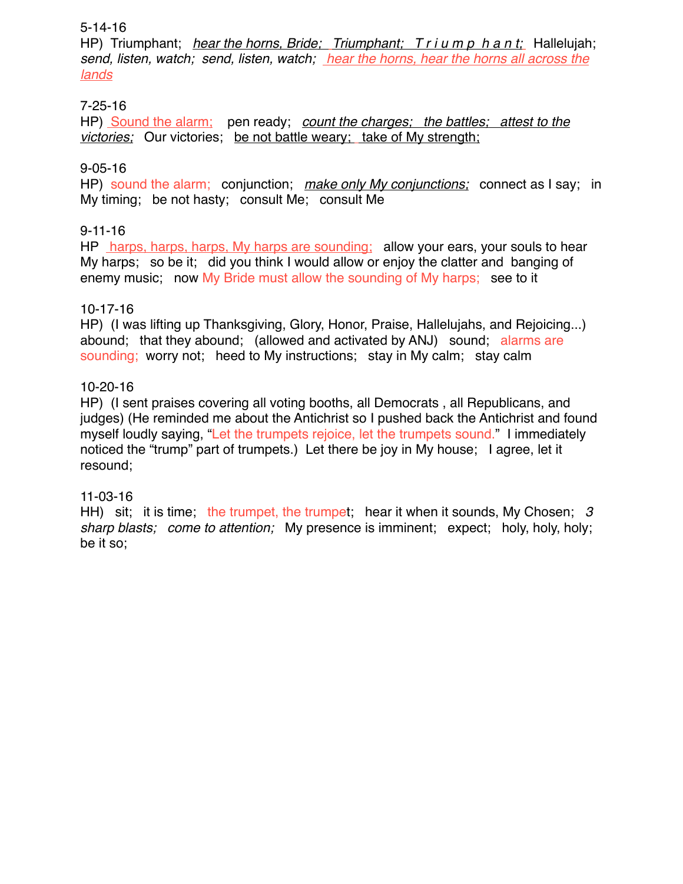5-14-16

HP) Triumphant; *hear the horns, Bride; Triumphant; T r i u m p h a n t;* Hallelujah; *send, listen, watch; send, listen, watch; hear the horns, hear the horns all across the lands*

7-25-16

HP) Sound the alarm; pen ready; *count the charges; the battles; attest to the victories;* Our victories; be not battle weary; take of My strength;

9-05-16

HP) sound the alarm; conjunction; *make only My conjunctions;* connect as I say; in My timing; be not hasty; consult Me; consult Me

9-11-16

HP harps, harps, harps, My harps are sounding; allow your ears, your souls to hear My harps; so be it; did you think I would allow or enjoy the clatter and banging of enemy music; now My Bride must allow the sounding of My harps; see to it

10-17-16

HP) (I was lifting up Thanksgiving, Glory, Honor, Praise, Hallelujahs, and Rejoicing...) abound; that they abound; (allowed and activated by ANJ) sound; alarms are sounding; worry not; heed to My instructions; stay in My calm; stay calm

10-20-16

HP) (I sent praises covering all voting booths, all Democrats , all Republicans, and judges) (He reminded me about the Antichrist so I pushed back the Antichrist and found myself loudly saying, "Let the trumpets rejoice, let the trumpets sound." I immediately noticed the "trump" part of trumpets.) Let there be joy in My house; I agree, let it resound;

11-03-16

HH) sit; it is time; the trumpet, the trumpet; hear it when it sounds, My Chosen; *3 sharp blasts; come to attention;* My presence is imminent; expect; holy, holy, holy; be it so;